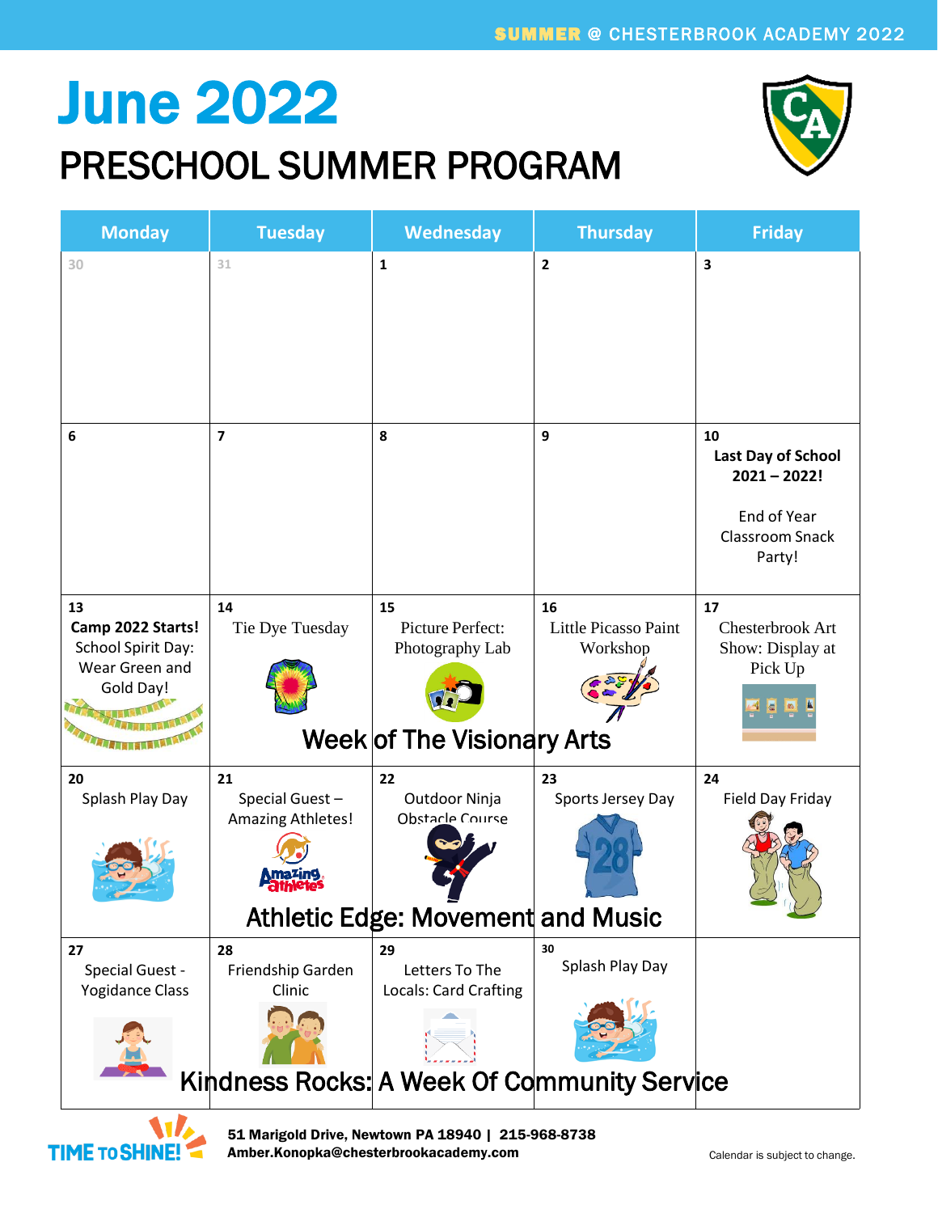SUMMER @ CHESTERBROOK ACADEMY 2022

# June 2022

## PRESCHOOL SUMMER PROGRAM

| Monday | Tuesday | Wednesday | Thursday | Friday |
|---|---|---|---|---|
| 30 | 31 | 1 | 2 | 3 |
| 6 | 7 | 8 | 9 | 10 **Last Day of School 2021 – 2022!** End of Year Classroom Snack Party! |
| 13 **Camp 2022 Starts!** School Spirit Day: Wear Green and Gold Day! | 14 Tie Dye Tuesday | 15 Picture Perfect: Photography Lab | 16 Little Picasso Paint Workshop | 17 Chesterbrook Art Show: Display at Pick Up |
| | Week of The Visionary Arts | | | |
| 20 Splash Play Day | 21 Special Guest – Amazing Athletes! | 22 Outdoor Ninja Obstacle Course | 23 Sports Jersey Day | 24 Field Day Friday |
| | Athletic Edge: Movement and Music | | | |
| 27 Special Guest - Yogidance Class | 28 Friendship Garden Clinic | 29 Letters To The Locals: Card Crafting | 30 Splash Play Day | |
| | Kindness Rocks: A Week Of Community Service | | | |

TIME TO SHINE!

**51 Marigold Drive, Newtown PA 18940 | 215-968-8738**
**Amber.Konopka@chesterbrookacademy.com**

Calendar is subject to change.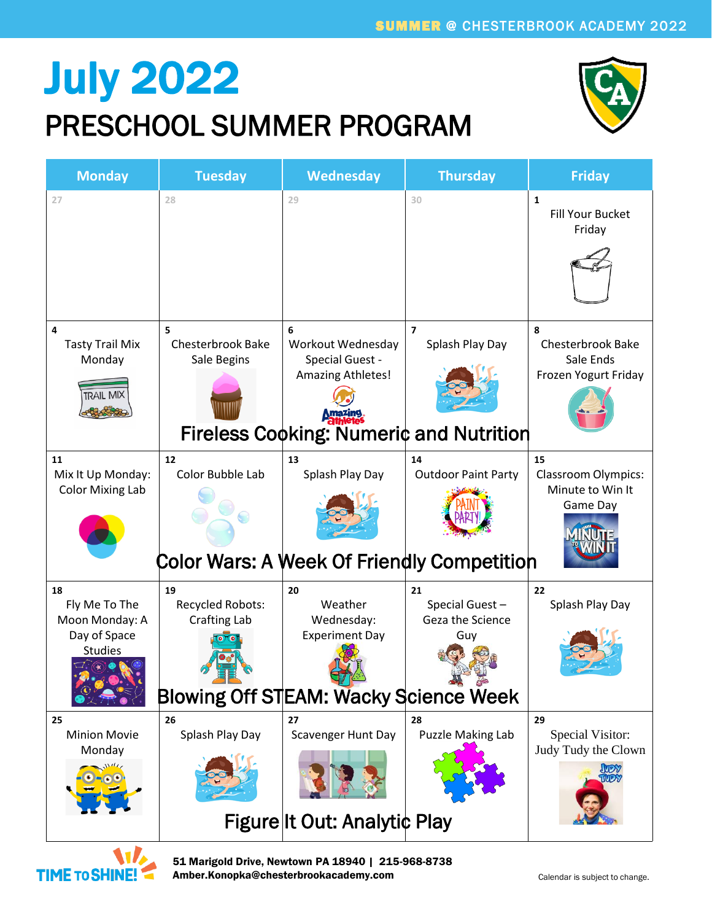SUMMER @ CHESTERBROOK ACADEMY 2022

# July 2022

## PRESCHOOL SUMMER PROGRAM

| Monday | Tuesday | Wednesday | Thursday | Friday |
|---|---|---|---|---|
| 27 | 28 | 29 | 30 | 1 Fill Your Bucket Friday |
| 4 Tasty Trail Mix Monday | 5 Chesterbrook Bake Sale Begins | 6 Workout Wednesday Special Guest - Amazing Athletes! | 7 Splash Play Day | 8 Chesterbrook Bake Sale Ends Frozen Yogurt Friday |
| | | **Fireless Cooking: Numeric and Nutrition** | | |
| 11 Mix It Up Monday: Color Mixing Lab | 12 Color Bubble Lab | 13 Splash Play Day | 14 Outdoor Paint Party | 15 Classroom Olympics: Minute to Win It Game Day |
| | | **Color Wars: A Week Of Friendly Competition** | | |
| 18 Fly Me To The Moon Monday: A Day of Space Studies | 19 Recycled Robots: Crafting Lab | 20 Weather Wednesday: Experiment Day | 21 Special Guest – Geza the Science Guy | 22 Splash Play Day |
| | | **Blowing Off STEAM: Wacky Science Week** | | |
| 25 Minion Movie Monday | 26 Splash Play Day | 27 Scavenger Hunt Day | 28 Puzzle Making Lab | 29 Special Visitor: Judy Tudy the Clown |
| | | **Figure It Out: Analytic Play** | | |

TIME TO SHINE!

**51 Marigold Drive, Newtown PA 18940 | 215-968-8738**
**Amber.Konopka@chesterbrookacademy.com**

Calendar is subject to change.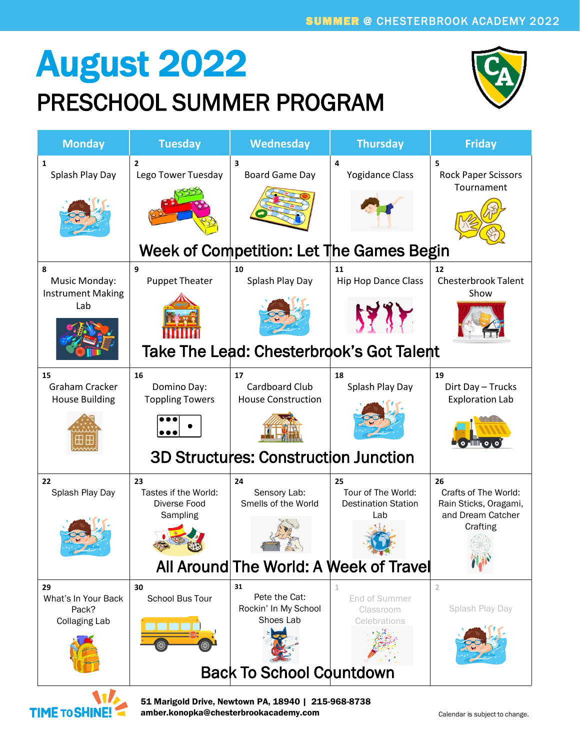SUMMER @ CHESTERBROOK ACADEMY 2022

# August 2022

## PRESCHOOL SUMMER PROGRAM

| Monday | Tuesday | Wednesday | Thursday | Friday |
|---|---|---|---|---|
| 1 Splash Play Day | 2 Lego Tower Tuesday | 3 Board Game Day | 4 Yogidance Class | 5 Rock Paper Scissors Tournament |
| Week of Competition: Let The Games Begin | | | | |
| 8 Music Monday: Instrument Making Lab | 9 Puppet Theater | 10 Splash Play Day | 11 Hip Hop Dance Class | 12 Chesterbrook Talent Show |
| Take The Lead: Chesterbrook's Got Talent | | | | |
| 15 Graham Cracker House Building | 16 Domino Day: Toppling Towers | 17 Cardboard Club House Construction | 18 Splash Play Day | 19 Dirt Day – Trucks Exploration Lab |
| 3D Structures: Construction Junction | | | | |
| 22 Splash Play Day | 23 Tastes if the World: Diverse Food Sampling | 24 Sensory Lab: Smells of the World | 25 Tour of The World: Destination Station Lab | 26 Crafts of The World: Rain Sticks, Oragami, and Dream Catcher Crafting |
| All Around The World: A Week of Travel | | | | |
| 29 What's In Your Back Pack? Collaging Lab | 30 School Bus Tour | 31 Pete the Cat: Rockin' In My School Shoes Lab | 1 End of Summer Classroom Celebrations | 2 Splash Play Day |
| Back To School Countdown | | | | |

TIME TO SHINE!

**51 Marigold Drive, Newtown PA, 18940 | 215-968-8738**
**amber.konopka@chesterbrookacademy.com**

Calendar is subject to change.